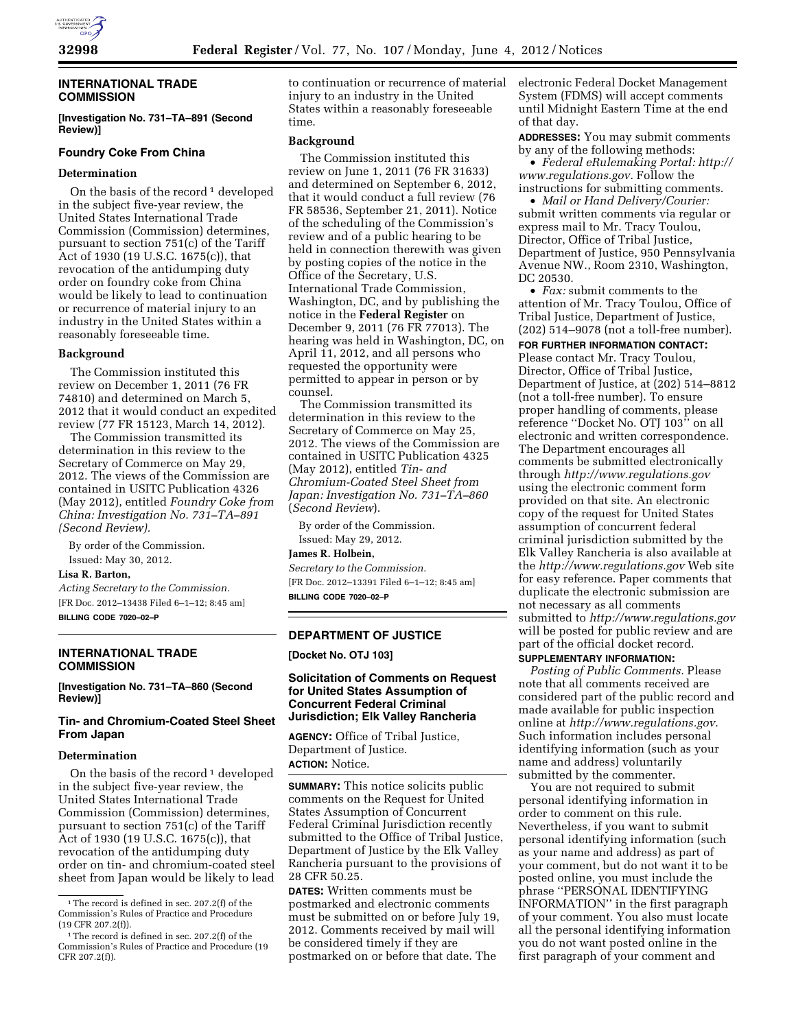## INTERNATIONAL TRADE COMMISSION

**[Investigation No. 731–TA–891 (Second Review)]**

### Foundry Coke From China

#### Determination

On the basis of the record [1] developed in the subject five-year review, the United States International Trade Commission (Commission) determines, pursuant to section 751(c) of the Tariff Act of 1930 (19 U.S.C. 1675(c)), that revocation of the antidumping duty order on foundry coke from China would be likely to lead to continuation or recurrence of material injury to an industry in the United States within a reasonably foreseeable time.

#### Background

The Commission instituted this review on December 1, 2011 (76 FR 74810) and determined on March 5, 2012 that it would conduct an expedited review (77 FR 15123, March 14, 2012).

The Commission transmitted its determination in this review to the Secretary of Commerce on May 29, 2012. The views of the Commission are contained in USITC Publication 4326 (May 2012), entitled *Foundry Coke from China: Investigation No. 731–TA–891 (Second Review).*

By order of the Commission.

Issued: May 30, 2012.

**Lisa R. Barton,**

*Acting Secretary to the Commission.*

[FR Doc. 2012–13438 Filed 6–1–12; 8:45 am]

**BILLING CODE 7020–02–P**

[1] The record is defined in sec. 207.2(f) of the Commission's Rules of Practice and Procedure (19 CFR 207.2(f)).

## INTERNATIONAL TRADE COMMISSION

**[Investigation No. 731–TA–860 (Second Review)]**

### Tin- and Chromium-Coated Steel Sheet From Japan

#### Determination

On the basis of the record [1] developed in the subject five-year review, the United States International Trade Commission (Commission) determines, pursuant to section 751(c) of the Tariff Act of 1930 (19 U.S.C. 1675(c)), that revocation of the antidumping duty order on tin- and chromium-coated steel sheet from Japan would be likely to lead to continuation or recurrence of material injury to an industry in the United States within a reasonably foreseeable time.

#### Background

The Commission instituted this review on June 1, 2011 (76 FR 31633) and determined on September 6, 2012, that it would conduct a full review (76 FR 58536, September 21, 2011). Notice of the scheduling of the Commission's review and of a public hearing to be held in connection therewith was given by posting copies of the notice in the Office of the Secretary, U.S. International Trade Commission, Washington, DC, and by publishing the notice in the **Federal Register** on December 9, 2011 (76 FR 77013). The hearing was held in Washington, DC, on April 11, 2012, and all persons who requested the opportunity were permitted to appear in person or by counsel.

The Commission transmitted its determination in this review to the Secretary of Commerce on May 25, 2012. The views of the Commission are contained in USITC Publication 4325 (May 2012), entitled *Tin- and Chromium-Coated Steel Sheet from Japan: Investigation No. 731–TA–860* (*Second Review*).

By order of the Commission.

Issued: May 29, 2012.

**James R. Holbein,**

*Secretary to the Commission.*

[FR Doc. 2012–13391 Filed 6–1–12; 8:45 am]

**BILLING CODE 7020–02–P**

[1] The record is defined in sec. 207.2(f) of the Commission's Rules of Practice and Procedure (19 CFR 207.2(f)).

## DEPARTMENT OF JUSTICE

**[Docket No. OTJ 103]**

### Solicitation of Comments on Request for United States Assumption of Concurrent Federal Criminal Jurisdiction; Elk Valley Rancheria

**AGENCY:** Office of Tribal Justice, Department of Justice.

**ACTION:** Notice.

**SUMMARY:** This notice solicits public comments on the Request for United States Assumption of Concurrent Federal Criminal Jurisdiction recently submitted to the Office of Tribal Justice, Department of Justice by the Elk Valley Rancheria pursuant to the provisions of 28 CFR 50.25.

**DATES:** Written comments must be postmarked and electronic comments must be submitted on or before July 19, 2012. Comments received by mail will be considered timely if they are postmarked on or before that date. The electronic Federal Docket Management System (FDMS) will accept comments until Midnight Eastern Time at the end of that day.

**ADDRESSES:** You may submit comments by any of the following methods:

- *Federal eRulemaking Portal: http://www.regulations.gov.* Follow the instructions for submitting comments.
- *Mail or Hand Delivery/Courier:* submit written comments via regular or express mail to Mr. Tracy Toulou, Director, Office of Tribal Justice, Department of Justice, 950 Pennsylvania Avenue NW., Room 2310, Washington, DC 20530.
- *Fax:* submit comments to the attention of Mr. Tracy Toulou, Office of Tribal Justice, Department of Justice, (202) 514–9078 (not a toll-free number).

**FOR FURTHER INFORMATION CONTACT:** Please contact Mr. Tracy Toulou, Director, Office of Tribal Justice, Department of Justice, at (202) 514–8812 (not a toll-free number). To ensure proper handling of comments, please reference ''Docket No. OTJ 103'' on all electronic and written correspondence. The Department encourages all comments be submitted electronically through *http://www.regulations.gov* using the electronic comment form provided on that site. An electronic copy of the request for United States assumption of concurrent federal criminal jurisdiction submitted by the Elk Valley Rancheria is also available at the *http://www.regulations.gov* Web site for easy reference. Paper comments that duplicate the electronic submission are not necessary as all comments submitted to *http://www.regulations.gov* will be posted for public review and are part of the official docket record.

**SUPPLEMENTARY INFORMATION:**

*Posting of Public Comments.* Please note that all comments received are considered part of the public record and made available for public inspection online at *http://www.regulations.gov.* Such information includes personal identifying information (such as your name and address) voluntarily submitted by the commenter.

You are not required to submit personal identifying information in order to comment on this rule. Nevertheless, if you want to submit personal identifying information (such as your name and address) as part of your comment, but do not want it to be posted online, you must include the phrase ''PERSONAL IDENTIFYING INFORMATION'' in the first paragraph of your comment. You also must locate all the personal identifying information you do not want posted online in the first paragraph of your comment and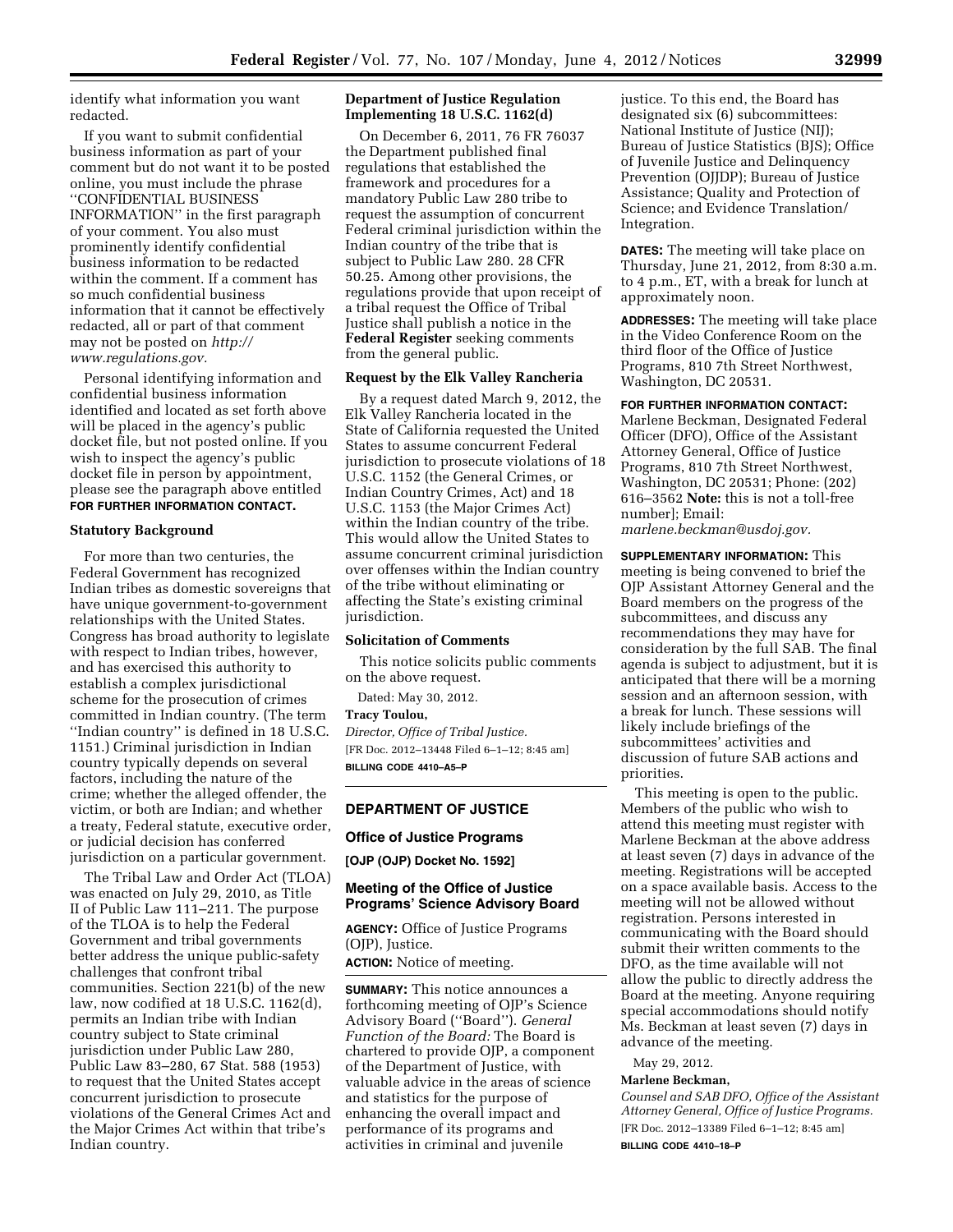identify what information you want redacted.

If you want to submit confidential business information as part of your comment but do not want it to be posted online, you must include the phrase ''CONFIDENTIAL BUSINESS INFORMATION'' in the first paragraph of your comment. You also must prominently identify confidential business information to be redacted within the comment. If a comment has so much confidential business information that it cannot be effectively redacted, all or part of that comment may not be posted on *http://www.regulations.gov.*

Personal identifying information and confidential business information identified and located as set forth above will be placed in the agency's public docket file, but not posted online. If you wish to inspect the agency's public docket file in person by appointment, please see the paragraph above entitled **FOR FURTHER INFORMATION CONTACT.**

### Statutory Background

For more than two centuries, the Federal Government has recognized Indian tribes as domestic sovereigns that have unique government-to-government relationships with the United States. Congress has broad authority to legislate with respect to Indian tribes, however, and has exercised this authority to establish a complex jurisdictional scheme for the prosecution of crimes committed in Indian country. (The term ''Indian country'' is defined in 18 U.S.C. 1151.) Criminal jurisdiction in Indian country typically depends on several factors, including the nature of the crime; whether the alleged offender, the victim, or both are Indian; and whether a treaty, Federal statute, executive order, or judicial decision has conferred jurisdiction on a particular government.

The Tribal Law and Order Act (TLOA) was enacted on July 29, 2010, as Title II of Public Law 111–211. The purpose of the TLOA is to help the Federal Government and tribal governments better address the unique public-safety challenges that confront tribal communities. Section 221(b) of the new law, now codified at 18 U.S.C. 1162(d), permits an Indian tribe with Indian country subject to State criminal jurisdiction under Public Law 280, Public Law 83–280, 67 Stat. 588 (1953) to request that the United States accept concurrent jurisdiction to prosecute violations of the General Crimes Act and the Major Crimes Act within that tribe's Indian country.

### Department of Justice Regulation Implementing 18 U.S.C. 1162(d)

On December 6, 2011, 76 FR 76037 the Department published final regulations that established the framework and procedures for a mandatory Public Law 280 tribe to request the assumption of concurrent Federal criminal jurisdiction within the Indian country of the tribe that is subject to Public Law 280. 28 CFR 50.25. Among other provisions, the regulations provide that upon receipt of a tribal request the Office of Tribal Justice shall publish a notice in the **Federal Register** seeking comments from the general public.

### Request by the Elk Valley Rancheria

By a request dated March 9, 2012, the Elk Valley Rancheria located in the State of California requested the United States to assume concurrent Federal jurisdiction to prosecute violations of 18 U.S.C. 1152 (the General Crimes, or Indian Country Crimes, Act) and 18 U.S.C. 1153 (the Major Crimes Act) within the Indian country of the tribe. This would allow the United States to assume concurrent criminal jurisdiction over offenses within the Indian country of the tribe without eliminating or affecting the State's existing criminal jurisdiction.

### Solicitation of Comments

This notice solicits public comments on the above request.

Dated: May 30, 2012.

**Tracy Toulou,**

*Director, Office of Tribal Justice.*

[FR Doc. 2012–13448 Filed 6–1–12; 8:45 am]

**BILLING CODE 4410–A5–P**

---

## DEPARTMENT OF JUSTICE

### Office of Justice Programs

**[OJP (OJP) Docket No. 1592]**

### Meeting of the Office of Justice Programs' Science Advisory Board

**AGENCY:** Office of Justice Programs (OJP), Justice.

**ACTION:** Notice of meeting.

**SUMMARY:** This notice announces a forthcoming meeting of OJP's Science Advisory Board (''Board''). *General Function of the Board:* The Board is chartered to provide OJP, a component of the Department of Justice, with valuable advice in the areas of science and statistics for the purpose of enhancing the overall impact and performance of its programs and activities in criminal and juvenile justice. To this end, the Board has designated six (6) subcommittees: National Institute of Justice (NIJ); Bureau of Justice Statistics (BJS); Office of Juvenile Justice and Delinquency Prevention (OJJDP); Bureau of Justice Assistance; Quality and Protection of Science; and Evidence Translation/Integration.

**DATES:** The meeting will take place on Thursday, June 21, 2012, from 8:30 a.m. to 4 p.m., ET, with a break for lunch at approximately noon.

**ADDRESSES:** The meeting will take place in the Video Conference Room on the third floor of the Office of Justice Programs, 810 7th Street Northwest, Washington, DC 20531.

**FOR FURTHER INFORMATION CONTACT:** Marlene Beckman, Designated Federal Officer (DFO), Office of the Assistant Attorney General, Office of Justice Programs, 810 7th Street Northwest, Washington, DC 20531; Phone: (202) 616–3562 **Note:** this is not a toll-free number]; Email: *marlene.beckman@usdoj.gov.*

**SUPPLEMENTARY INFORMATION:** This meeting is being convened to brief the OJP Assistant Attorney General and the Board members on the progress of the subcommittees, and discuss any recommendations they may have for consideration by the full SAB. The final agenda is subject to adjustment, but it is anticipated that there will be a morning session and an afternoon session, with a break for lunch. These sessions will likely include briefings of the subcommittees' activities and discussion of future SAB actions and priorities.

This meeting is open to the public. Members of the public who wish to attend this meeting must register with Marlene Beckman at the above address at least seven (7) days in advance of the meeting. Registrations will be accepted on a space available basis. Access to the meeting will not be allowed without registration. Persons interested in communicating with the Board should submit their written comments to the DFO, as the time available will not allow the public to directly address the Board at the meeting. Anyone requiring special accommodations should notify Ms. Beckman at least seven (7) days in advance of the meeting.

May 29, 2012.

**Marlene Beckman,**

*Counsel and SAB DFO, Office of the Assistant Attorney General, Office of Justice Programs.*

[FR Doc. 2012–13389 Filed 6–1–12; 8:45 am]

**BILLING CODE 4410–18–P**